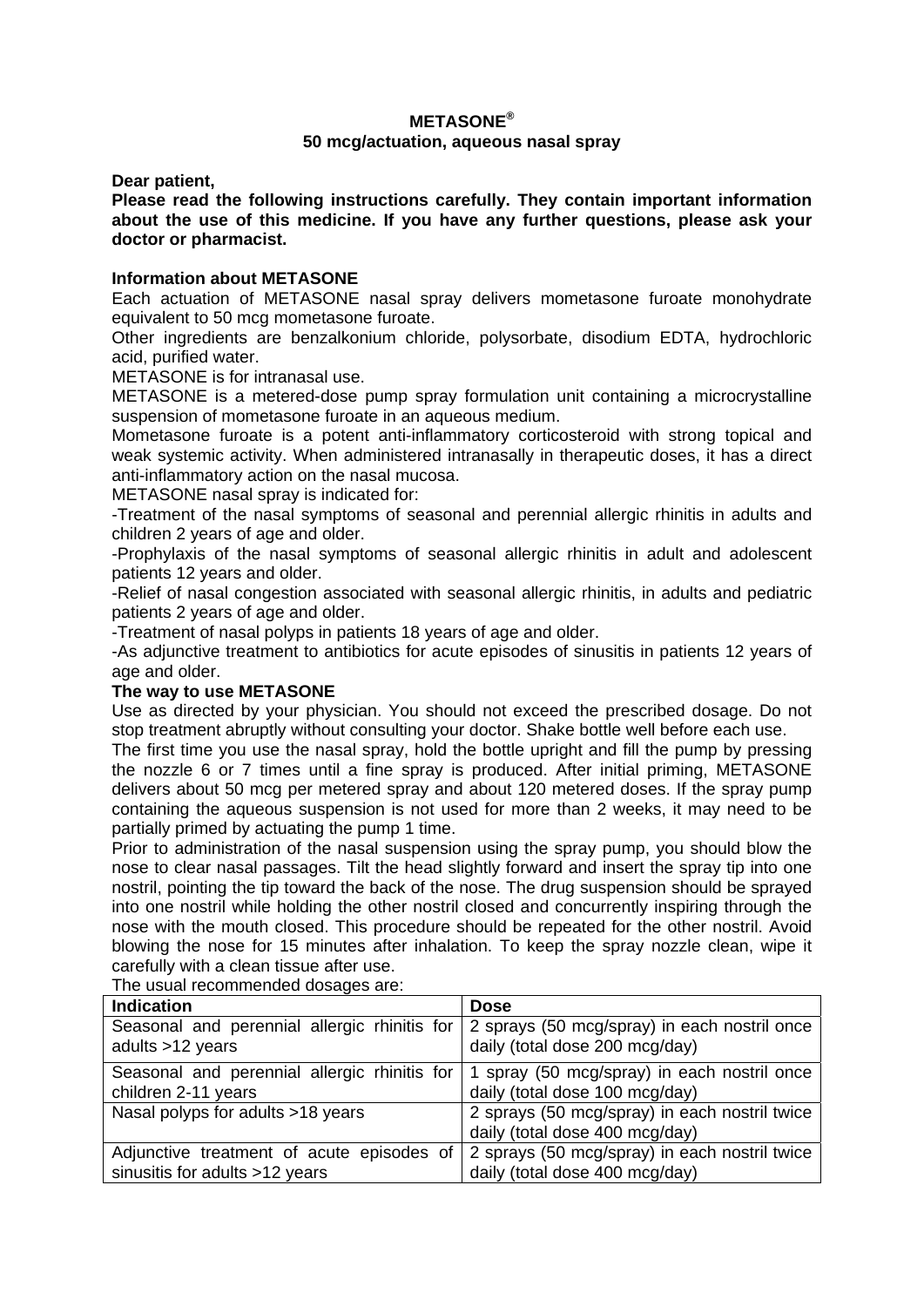**METASONE®**
**50 mcg/actuation, aqueous nasal spray**

**Dear patient,**
**Please read the following instructions carefully. They contain important information about the use of this medicine. If you have any further questions, please ask your doctor or pharmacist.**

**Information about METASONE**
Each actuation of METASONE nasal spray delivers mometasone furoate monohydrate equivalent to 50 mcg mometasone furoate.
Other ingredients are benzalkonium chloride, polysorbate, disodium EDTA, hydrochloric acid, purified water.
METASONE is for intranasal use.
METASONE is a metered-dose pump spray formulation unit containing a microcrystalline suspension of mometasone furoate in an aqueous medium.
Mometasone furoate is a potent anti-inflammatory corticosteroid with strong topical and weak systemic activity. When administered intranasally in therapeutic doses, it has a direct anti-inflammatory action on the nasal mucosa.
METASONE nasal spray is indicated for:
-Treatment of the nasal symptoms of seasonal and perennial allergic rhinitis in adults and children 2 years of age and older.
-Prophylaxis of the nasal symptoms of seasonal allergic rhinitis in adult and adolescent patients 12 years and older.
-Relief of nasal congestion associated with seasonal allergic rhinitis, in adults and pediatric patients 2 years of age and older.
-Treatment of nasal polyps in patients 18 years of age and older.
-As adjunctive treatment to antibiotics for acute episodes of sinusitis in patients 12 years of age and older.

**The way to use METASONE**
Use as directed by your physician. You should not exceed the prescribed dosage. Do not stop treatment abruptly without consulting your doctor. Shake bottle well before each use.
The first time you use the nasal spray, hold the bottle upright and fill the pump by pressing the nozzle 6 or 7 times until a fine spray is produced. After initial priming, METASONE delivers about 50 mcg per metered spray and about 120 metered doses. If the spray pump containing the aqueous suspension is not used for more than 2 weeks, it may need to be partially primed by actuating the pump 1 time.
Prior to administration of the nasal suspension using the spray pump, you should blow the nose to clear nasal passages. Tilt the head slightly forward and insert the spray tip into one nostril, pointing the tip toward the back of the nose. The drug suspension should be sprayed into one nostril while holding the other nostril closed and concurrently inspiring through the nose with the mouth closed. This procedure should be repeated for the other nostril. Avoid blowing the nose for 15 minutes after inhalation. To keep the spray nozzle clean, wipe it carefully with a clean tissue after use.
The usual recommended dosages are:

| Indication | Dose |
|---|---|
| Seasonal and perennial allergic rhinitis for adults >12 years | 2 sprays (50 mcg/spray) in each nostril once daily (total dose 200 mcg/day) |
| Seasonal and perennial allergic rhinitis for children 2-11 years | 1 spray (50 mcg/spray) in each nostril once daily (total dose 100 mcg/day) |
| Nasal polyps for adults >18 years | 2 sprays (50 mcg/spray) in each nostril twice daily (total dose 400 mcg/day) |
| Adjunctive treatment of acute episodes of sinusitis for adults >12 years | 2 sprays (50 mcg/spray) in each nostril twice daily (total dose 400 mcg/day) |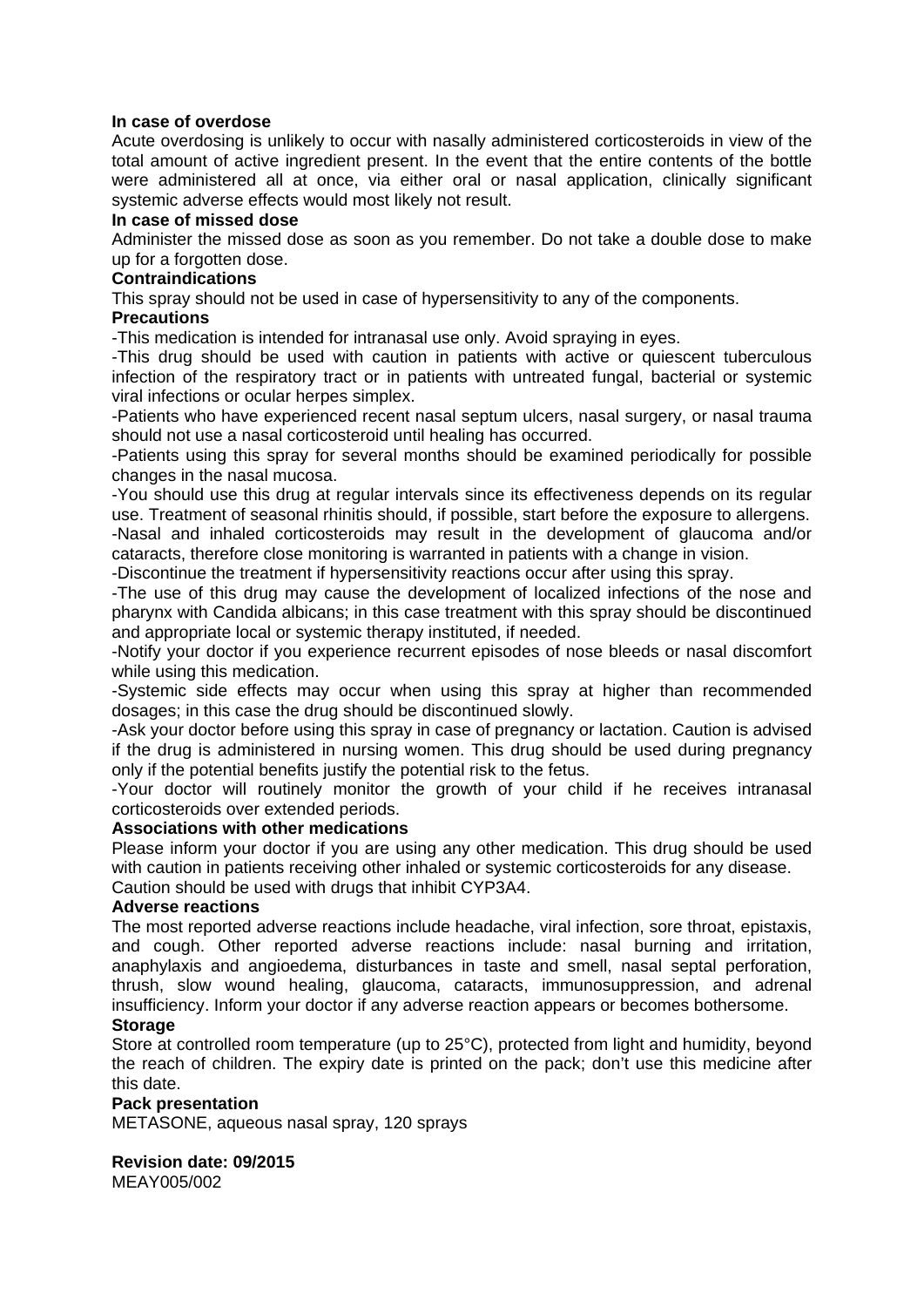**In case of overdose**

Acute overdosing is unlikely to occur with nasally administered corticosteroids in view of the total amount of active ingredient present. In the event that the entire contents of the bottle were administered all at once, via either oral or nasal application, clinically significant systemic adverse effects would most likely not result.

**In case of missed dose**

Administer the missed dose as soon as you remember. Do not take a double dose to make up for a forgotten dose.

**Contraindications**

This spray should not be used in case of hypersensitivity to any of the components.

**Precautions**

-This medication is intended for intranasal use only. Avoid spraying in eyes.

-This drug should be used with caution in patients with active or quiescent tuberculous infection of the respiratory tract or in patients with untreated fungal, bacterial or systemic viral infections or ocular herpes simplex.

-Patients who have experienced recent nasal septum ulcers, nasal surgery, or nasal trauma should not use a nasal corticosteroid until healing has occurred.

-Patients using this spray for several months should be examined periodically for possible changes in the nasal mucosa.

-You should use this drug at regular intervals since its effectiveness depends on its regular use. Treatment of seasonal rhinitis should, if possible, start before the exposure to allergens.

-Nasal and inhaled corticosteroids may result in the development of glaucoma and/or cataracts, therefore close monitoring is warranted in patients with a change in vision.

-Discontinue the treatment if hypersensitivity reactions occur after using this spray.

-The use of this drug may cause the development of localized infections of the nose and pharynx with Candida albicans; in this case treatment with this spray should be discontinued and appropriate local or systemic therapy instituted, if needed.

-Notify your doctor if you experience recurrent episodes of nose bleeds or nasal discomfort while using this medication.

-Systemic side effects may occur when using this spray at higher than recommended dosages; in this case the drug should be discontinued slowly.

-Ask your doctor before using this spray in case of pregnancy or lactation. Caution is advised if the drug is administered in nursing women. This drug should be used during pregnancy only if the potential benefits justify the potential risk to the fetus.

-Your doctor will routinely monitor the growth of your child if he receives intranasal corticosteroids over extended periods.

**Associations with other medications**

Please inform your doctor if you are using any other medication. This drug should be used with caution in patients receiving other inhaled or systemic corticosteroids for any disease.
Caution should be used with drugs that inhibit CYP3A4.

**Adverse reactions**

The most reported adverse reactions include headache, viral infection, sore throat, epistaxis, and cough. Other reported adverse reactions include: nasal burning and irritation, anaphylaxis and angioedema, disturbances in taste and smell, nasal septal perforation, thrush, slow wound healing, glaucoma, cataracts, immunosuppression, and adrenal insufficiency. Inform your doctor if any adverse reaction appears or becomes bothersome.

**Storage**

Store at controlled room temperature (up to 25°C), protected from light and humidity, beyond the reach of children. The expiry date is printed on the pack; don't use this medicine after this date.

**Pack presentation**

METASONE, aqueous nasal spray, 120 sprays

**Revision date: 09/2015**

MEAY005/002